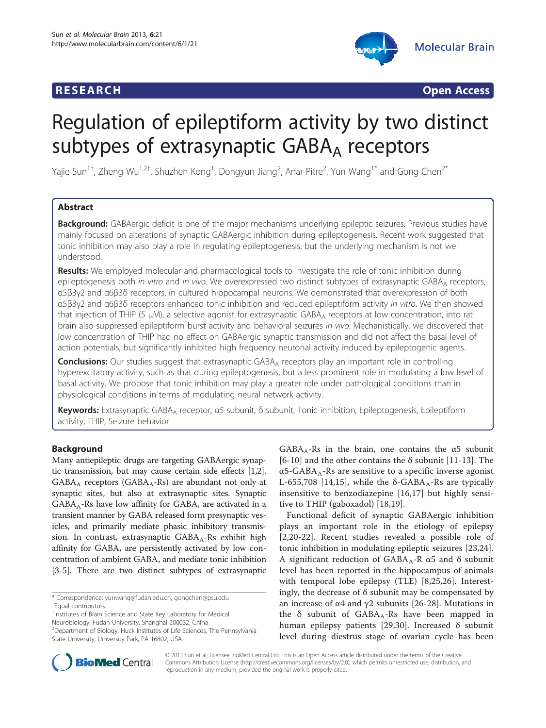**RESEARCH** **Open Access**

# Regulation of epileptiform activity by two distinct subtypes of extrasynaptic $GABA_A$ receptors

Yajie Sun[1†], Zheng Wu[1,2†], Shuzhen Kong[1], Dongyun Jiang[2], Anar Pitre[2], Yun Wang[1*] and Gong Chen[2*]

## Abstract

**Background:** GABAergic deficit is one of the major mechanisms underlying epileptic seizures. Previous studies have mainly focused on alterations of synaptic GABAergic inhibition during epileptogenesis. Recent work suggested that tonic inhibition may also play a role in regulating epileptogenesis, but the underlying mechanism is not well understood.

**Results:** We employed molecular and pharmacological tools to investigate the role of tonic inhibition during epileptogenesis both *in vitro* and *in vivo*. We overexpressed two distinct subtypes of extrasynaptic $GABA_A$ receptors, α5β3γ2 and α6β3δ receptors, in cultured hippocampal neurons. We demonstrated that overexpression of both α5β3γ2 and α6β3δ receptors enhanced tonic inhibition and reduced epileptiform activity *in vitro*. We then showed that injection of THIP (5 μM), a selective agonist for extrasynaptic $GABA_A$ receptors at low concentration, into rat brain also suppressed epileptiform burst activity and behavioral seizures *in vivo*. Mechanistically, we discovered that low concentration of THIP had no effect on GABAergic synaptic transmission and did not affect the basal level of action potentials, but significantly inhibited high frequency neuronal activity induced by epileptogenic agents.

**Conclusions:** Our studies suggest that extrasynaptic $GABA_A$ receptors play an important role in controlling hyperexcitatory activity, such as that during epileptogenesis, but a less prominent role in modulating a low level of basal activity. We propose that tonic inhibition may play a greater role under pathological conditions than in physiological conditions in terms of modulating neural network activity.

**Keywords:** Extrasynaptic $GABA_A$ receptor, α5 subunit, δ subunit, Tonic inhibition, Epileptogenesis, Epileptiform activity, THIP, Seizure behavior

## Background

Many antiepileptic drugs are targeting GABAergic synaptic transmission, but may cause certain side effects [1,2]. $GABA_A$ receptors ($GABA_A$-Rs) are abundant not only at synaptic sites, but also at extrasynaptic sites. Synaptic $GABA_A$-Rs have low affinity for GABA, are activated in a transient manner by GABA released form presynaptic vesicles, and primarily mediate phasic inhibitory transmission. In contrast, extrasynaptic $GABA_A$-Rs exhibit high affinity for GABA, are persistently activated by low concentration of ambient GABA, and mediate tonic inhibition [3-5]. There are two distinct subtypes of extrasynaptic $GABA_A$-Rs in the brain, one contains the α5 subunit [6-10] and the other contains the δ subunit [11-13]. The α5-$GABA_A$-Rs are sensitive to a specific inverse agonist L-655,708 [14,15], while the δ-$GABA_A$-Rs are typically insensitive to benzodiazepine [16,17] but highly sensitive to THIP (gaboxadol) [18,19].

Functional deficit of synaptic GABAergic inhibition plays an important role in the etiology of epilepsy [2,20-22]. Recent studies revealed a possible role of tonic inhibition in modulating epileptic seizures [23,24]. A significant reduction of $GABA_A$-R α5 and δ subunit level has been reported in the hippocampus of animals with temporal lobe epilepsy (TLE) [8,25,26]. Interestingly, the decrease of δ subunit may be compensated by an increase of α4 and γ2 subunits [26-28]. Mutations in the δ subunit of $GABA_A$-Rs have been mapped in human epilepsy patients [29,30]. Increased δ subunit level during diestrus stage of ovarian cycle has been

\* Correspondence: yunwang@fudan.edu.cn; gongchen@psu.edu
†Equal contributors
[1]Institutes of Brain Science and State Key Laboratory for Medical Neurobiology, Fudan University, Shanghai 200032, China
[2]Department of Biology, Huck Institutes of Life Sciences, The Pennsylvania State University, University Park, PA 16802, USA

© 2013 Sun et al.; licensee BioMed Central Ltd. This is an Open Access article distributed under the terms of the Creative Commons Attribution License (http://creativecommons.org/licenses/by/2.0), which permits unrestricted use, distribution, and reproduction in any medium, provided the original work is properly cited.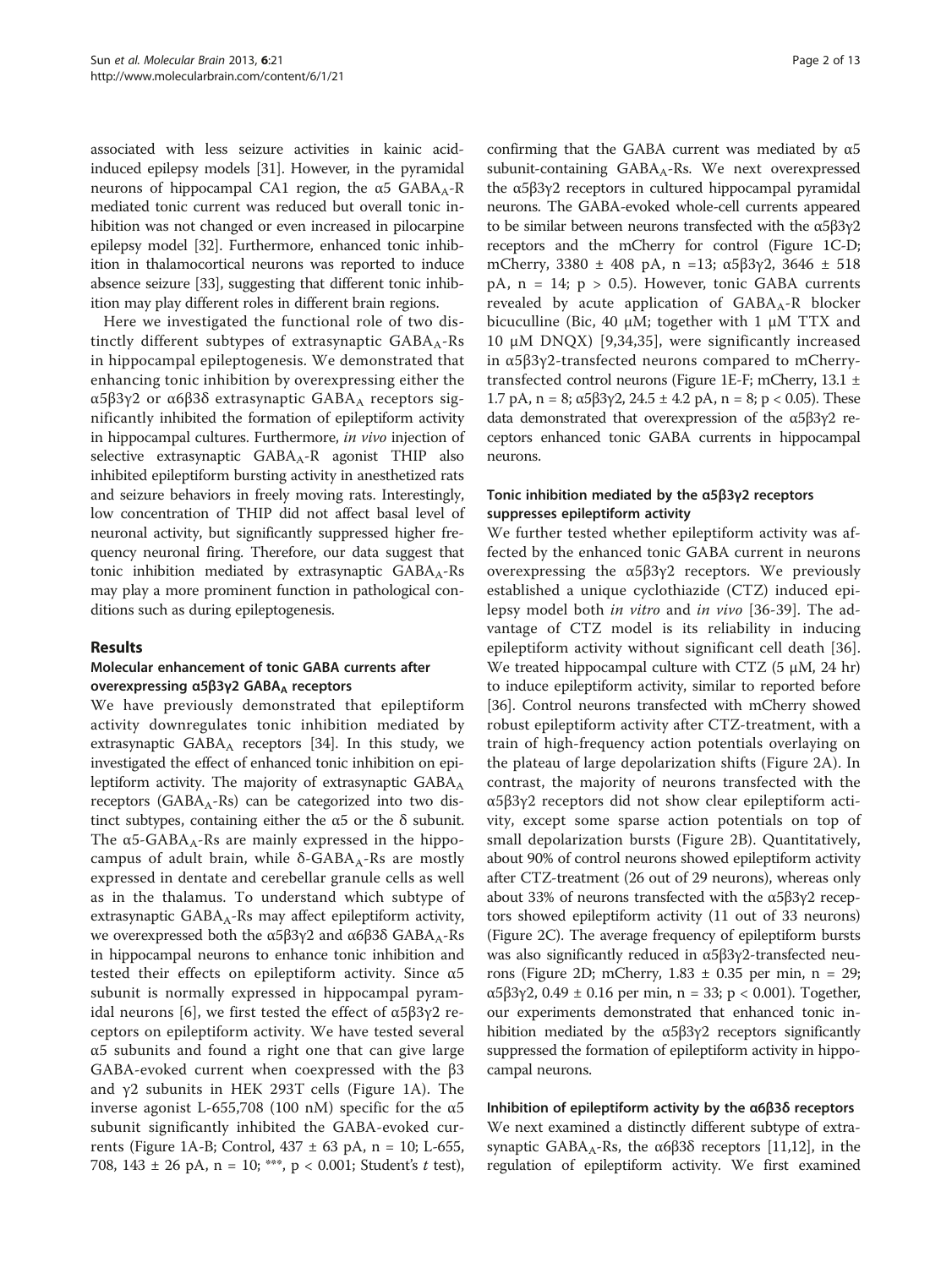associated with less seizure activities in kainic acid-induced epilepsy models [31]. However, in the pyramidal neurons of hippocampal CA1 region, the α5 $GABA_A$-R mediated tonic current was reduced but overall tonic inhibition was not changed or even increased in pilocarpine epilepsy model [32]. Furthermore, enhanced tonic inhibition in thalamocortical neurons was reported to induce absence seizure [33], suggesting that different tonic inhibition may play different roles in different brain regions.

Here we investigated the functional role of two distinctly different subtypes of extrasynaptic $GABA_A$-Rs in hippocampal epileptogenesis. We demonstrated that enhancing tonic inhibition by overexpressing either the α5β3γ2 or α6β3δ extrasynaptic $GABA_A$ receptors significantly inhibited the formation of epileptiform activity in hippocampal cultures. Furthermore, *in vivo* injection of selective extrasynaptic $GABA_A$-R agonist THIP also inhibited epileptiform bursting activity in anesthetized rats and seizure behaviors in freely moving rats. Interestingly, low concentration of THIP did not affect basal level of neuronal activity, but significantly suppressed higher frequency neuronal firing. Therefore, our data suggest that tonic inhibition mediated by extrasynaptic $GABA_A$-Rs may play a more prominent function in pathological conditions such as during epileptogenesis.

## Results

### Molecular enhancement of tonic GABA currents after overexpressing α5β3γ2 $GABA_A$ receptors

We have previously demonstrated that epileptiform activity downregulates tonic inhibition mediated by extrasynaptic $GABA_A$ receptors [34]. In this study, we investigated the effect of enhanced tonic inhibition on epileptiform activity. The majority of extrasynaptic $GABA_A$ receptors ($GABA_A$-Rs) can be categorized into two distinct subtypes, containing either the α5 or the δ subunit. The α5-$GABA_A$-Rs are mainly expressed in the hippocampus of adult brain, while δ-$GABA_A$-Rs are mostly expressed in dentate and cerebellar granule cells as well as in the thalamus. To understand which subtype of extrasynaptic $GABA_A$-Rs may affect epileptiform activity, we overexpressed both the α5β3γ2 and α6β3δ $GABA_A$-Rs in hippocampal neurons to enhance tonic inhibition and tested their effects on epileptiform activity. Since α5 subunit is normally expressed in hippocampal pyramidal neurons [6], we first tested the effect of α5β3γ2 receptors on epileptiform activity. We have tested several α5 subunits and found a right one that can give large GABA-evoked current when coexpressed with the β3 and γ2 subunits in HEK 293T cells (Figure 1A). The inverse agonist L-655,708 (100 nM) specific for the α5 subunit significantly inhibited the GABA-evoked currents (Figure 1A-B; Control, 437 ± 63 pA, n = 10; L-655, 708, 143 ± 26 pA, n = 10; ***, $p < 0.001$; Student's *t* test), confirming that the GABA current was mediated by α5 subunit-containing $GABA_A$-Rs. We next overexpressed the α5β3γ2 receptors in cultured hippocampal pyramidal neurons. The GABA-evoked whole-cell currents appeared to be similar between neurons transfected with the α5β3γ2 receptors and the mCherry for control (Figure 1C-D; mCherry, 3380 ± 408 pA, n =13; α5β3γ2, 3646 ± 518 pA, n = 14; $p > 0.5$). However, tonic GABA currents revealed by acute application of $GABA_A$-R blocker bicuculline (Bic, 40 μM; together with 1 μM TTX and 10 μM DNQX) [9,34,35], were significantly increased in α5β3γ2-transfected neurons compared to mCherry-transfected control neurons (Figure 1E-F; mCherry, 13.1 ± 1.7 pA, n = 8; α5β3γ2, 24.5 ± 4.2 pA, n = 8; $p < 0.05$). These data demonstrated that overexpression of the α5β3γ2 receptors enhanced tonic GABA currents in hippocampal neurons.

### Tonic inhibition mediated by the α5β3γ2 receptors suppresses epileptiform activity

We further tested whether epileptiform activity was affected by the enhanced tonic GABA current in neurons overexpressing the α5β3γ2 receptors. We previously established a unique cyclothiazide (CTZ) induced epilepsy model both *in vitro* and *in vivo* [36-39]. The advantage of CTZ model is its reliability in inducing epileptiform activity without significant cell death [36]. We treated hippocampal culture with CTZ (5 μM, 24 hr) to induce epileptiform activity, similar to reported before [36]. Control neurons transfected with mCherry showed robust epileptiform activity after CTZ-treatment, with a train of high-frequency action potentials overlaying on the plateau of large depolarization shifts (Figure 2A). In contrast, the majority of neurons transfected with the α5β3γ2 receptors did not show clear epileptiform activity, except some sparse action potentials on top of small depolarization bursts (Figure 2B). Quantitatively, about 90% of control neurons showed epileptiform activity after CTZ-treatment (26 out of 29 neurons), whereas only about 33% of neurons transfected with the α5β3γ2 receptors showed epileptiform activity (11 out of 33 neurons) (Figure 2C). The average frequency of epileptiform bursts was also significantly reduced in α5β3γ2-transfected neurons (Figure 2D; mCherry, 1.83 ± 0.35 per min, n = 29; α5β3γ2, 0.49 ± 0.16 per min, n = 33; $p < 0.001$). Together, our experiments demonstrated that enhanced tonic inhibition mediated by the α5β3γ2 receptors significantly suppressed the formation of epileptiform activity in hippocampal neurons.

### Inhibition of epileptiform activity by the α6β3δ receptors

We next examined a distinctly different subtype of extrasynaptic $GABA_A$-Rs, the α6β3δ receptors [11,12], in the regulation of epileptiform activity. We first examined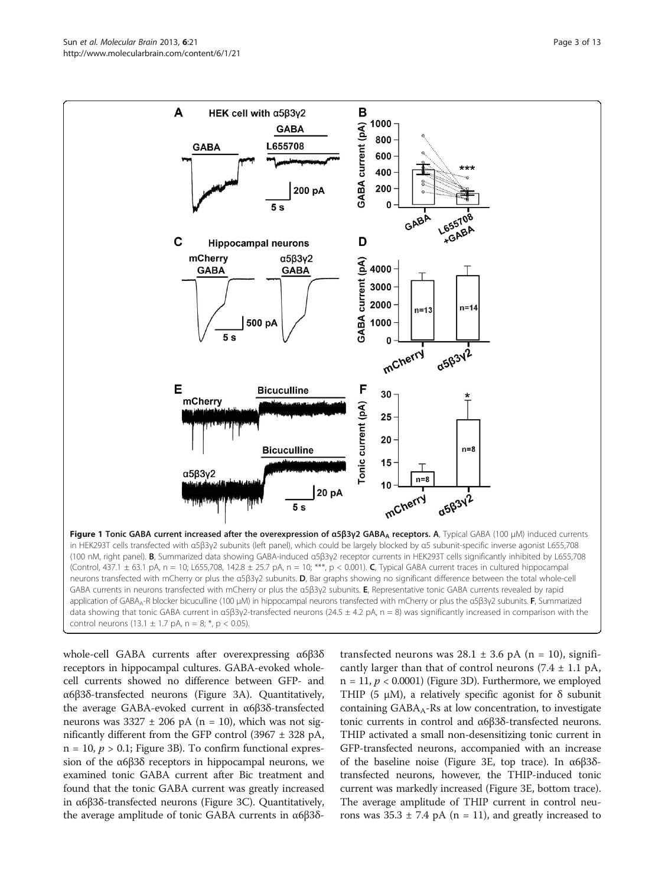**Figure 1 Tonic GABA current increased after the overexpression of α5β3γ2 GABA$_A$ receptors. A**, Typical GABA (100 μM) induced currents in HEK293T cells transfected with α5β3γ2 subunits (left panel), which could be largely blocked by α5 subunit-specific inverse agonist L655,708 (100 nM, right panel). **B**, Summarized data showing GABA-induced α5β3γ2 receptor currents in HEK293T cells significantly inhibited by L655,708 (Control, 437.1 ± 63.1 pA, n = 10; L655,708, 142.8 ± 25.7 pA, n = 10; ***, p < 0.001). **C**, Typical GABA current traces in cultured hippocampal neurons transfected with mCherry or plus the α5β3γ2 subunits. **D**, Bar graphs showing no significant difference between the total whole-cell GABA currents in neurons transfected with mCherry or plus the α5β3γ2 subunits. **E**, Representative tonic GABA currents revealed by rapid application of GABA$_A$-R blocker bicuculline (100 μM) in hippocampal neurons transfected with mCherry or plus the α5β3γ2 subunits. **F**, Summarized data showing that tonic GABA current in α5β3γ2-transfected neurons (24.5 ± 4.2 pA, n = 8) was significantly increased in comparison with the control neurons (13.1 ± 1.7 pA, n = 8; *, p < 0.05).

whole-cell GABA currents after overexpressing α6β3δ receptors in hippocampal cultures. GABA-evoked whole-cell currents showed no difference between GFP- and α6β3δ-transfected neurons (Figure 3A). Quantitatively, the average GABA-evoked current in α6β3δ-transfected neurons was 3327 ± 206 pA (n = 10), which was not significantly different from the GFP control (3967 ± 328 pA, n = 10, $p > 0.1$; Figure 3B). To confirm functional expression of the α6β3δ receptors in hippocampal neurons, we examined tonic GABA current after Bic treatment and found that the tonic GABA current was greatly increased in α6β3δ-transfected neurons (Figure 3C). Quantitatively, the average amplitude of tonic GABA currents in α6β3δ-transfected neurons was 28.1 ± 3.6 pA (n = 10), significantly larger than that of control neurons (7.4 ± 1.1 pA, n = 11, $p < 0.0001$) (Figure 3D). Furthermore, we employed THIP (5 μM), a relatively specific agonist for δ subunit containing GABA$_A$-Rs at low concentration, to investigate tonic currents in control and α6β3δ-transfected neurons. THIP activated a small non-desensitizing tonic current in GFP-transfected neurons, accompanied with an increase of the baseline noise (Figure 3E, top trace). In α6β3δ-transfected neurons, however, the THIP-induced tonic current was markedly increased (Figure 3E, bottom trace). The average amplitude of THIP current in control neurons was 35.3 ± 7.4 pA (n = 11), and greatly increased to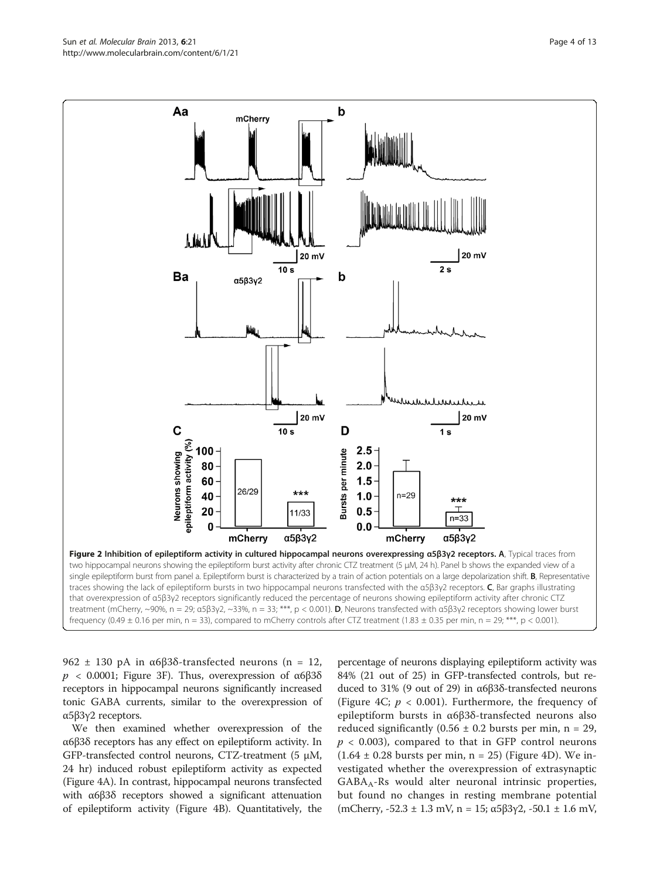**Figure 2 Inhibition of epileptiform activity in cultured hippocampal neurons overexpressing α5β3γ2 receptors. A**, Typical traces from two hippocampal neurons showing the epileptiform burst activity after chronic CTZ treatment (5 μM, 24 h). Panel b shows the expanded view of a single epileptiform burst from panel a. Epileptiform burst is characterized by a train of action potentials on a large depolarization shift. **B**, Representative traces showing the lack of epileptiform bursts in two hippocampal neurons transfected with the α5β3γ2 receptors. **C**, Bar graphs illustrating that overexpression of α5β3γ2 receptors significantly reduced the percentage of neurons showing epileptiform activity after chronic CTZ treatment (mCherry, ~90%, n = 29; α5β3γ2, ~33%, n = 33; ***, p < 0.001). **D**, Neurons transfected with α5β3γ2 receptors showing lower burst frequency (0.49 ± 0.16 per min, n = 33), compared to mCherry controls after CTZ treatment (1.83 ± 0.35 per min, n = 29; ***, p < 0.001).

962 ± 130 pA in α6β3δ-transfected neurons (n = 12, $p < 0.0001$; Figure 3F). Thus, overexpression of α6β3δ receptors in hippocampal neurons significantly increased tonic GABA currents, similar to the overexpression of α5β3γ2 receptors.

We then examined whether overexpression of the α6β3δ receptors has any effect on epileptiform activity. In GFP-transfected control neurons, CTZ-treatment (5 μM, 24 hr) induced robust epileptiform activity as expected (Figure 4A). In contrast, hippocampal neurons transfected with α6β3δ receptors showed a significant attenuation of epileptiform activity (Figure 4B). Quantitatively, the percentage of neurons displaying epileptiform activity was 84% (21 out of 25) in GFP-transfected controls, but reduced to 31% (9 out of 29) in α6β3δ-transfected neurons (Figure 4C; $p < 0.001$). Furthermore, the frequency of epileptiform bursts in α6β3δ-transfected neurons also reduced significantly (0.56 ± 0.2 bursts per min, n = 29, $p < 0.003$), compared to that in GFP control neurons (1.64 ± 0.28 bursts per min, n = 25) (Figure 4D). We investigated whether the overexpression of extrasynaptic $GABA_A$-Rs would alter neuronal intrinsic properties, but found no changes in resting membrane potential (mCherry, -52.3 ± 1.3 mV, n = 15; α5β3γ2, -50.1 ± 1.6 mV,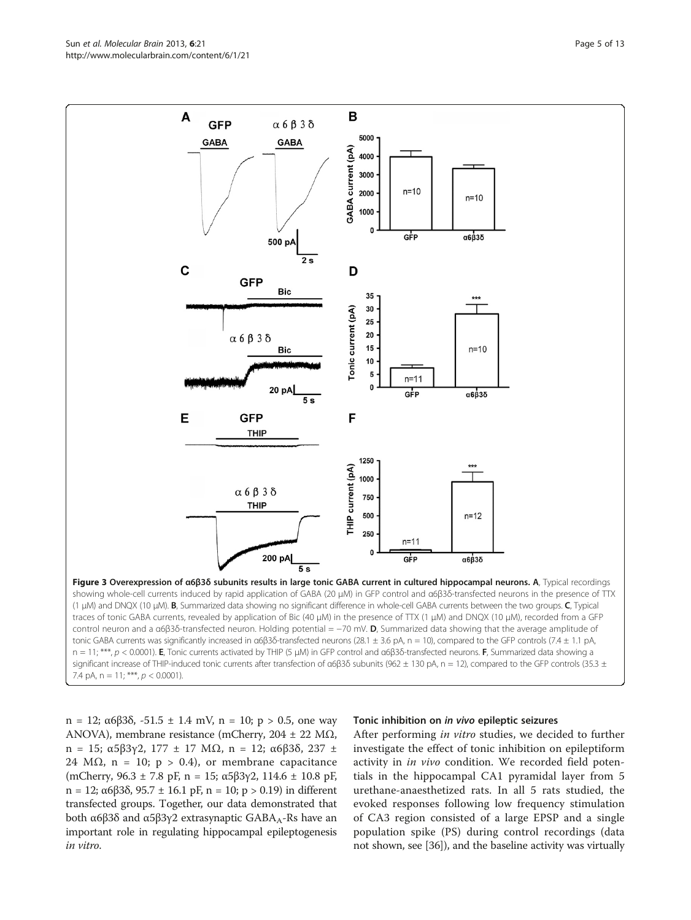**Figure 3 Overexpression of α6β3δ subunits results in large tonic GABA current in cultured hippocampal neurons. A**, Typical recordings showing whole-cell currents induced by rapid application of GABA (20 μM) in GFP control and α6β3δ-transfected neurons in the presence of TTX (1 μM) and DNQX (10 μM). **B**, Summarized data showing no significant difference in whole-cell GABA currents between the two groups. **C**, Typical traces of tonic GABA currents, revealed by application of Bic (40 μM) in the presence of TTX (1 μM) and DNQX (10 μM), recorded from a GFP control neuron and a α6β3δ-transfected neuron. Holding potential = −70 mV. **D**, Summarized data showing that the average amplitude of tonic GABA currents was significantly increased in α6β3δ-transfected neurons (28.1 ± 3.6 pA, n = 10), compared to the GFP controls (7.4 ± 1.1 pA, n = 11; ***, $p < 0.0001$). **E**, Tonic currents activated by THIP (5 μM) in GFP control and α6β3δ-transfected neurons. **F**, Summarized data showing a significant increase of THIP-induced tonic currents after transfection of α6β3δ subunits (962 ± 130 pA, n = 12), compared to the GFP controls (35.3 ± 7.4 pA, n = 11; ***, $p < 0.0001$).

n = 12; α6β3δ, -51.5 ± 1.4 mV, n = 10; p > 0.5, one way ANOVA), membrane resistance (mCherry, 204 ± 22 MΩ, n = 15; α5β3γ2, 177 ± 17 MΩ, n = 12; α6β3δ, 237 ± 24 MΩ, n = 10; p > 0.4), or membrane capacitance (mCherry, 96.3 ± 7.8 pF, n = 15; α5β3γ2, 114.6 ± 10.8 pF, n = 12; α6β3δ, 95.7 ± 16.1 pF, n = 10; p > 0.19) in different transfected groups. Together, our data demonstrated that both α6β3δ and α5β3γ2 extrasynaptic $GABA_A$-Rs have an important role in regulating hippocampal epileptogenesis *in vitro*.

### Tonic inhibition on *in vivo* epileptic seizures

After performing *in vitro* studies, we decided to further investigate the effect of tonic inhibition on epileptiform activity in *in vivo* condition. We recorded field potentials in the hippocampal CA1 pyramidal layer from 5 urethane-anaesthetized rats. In all 5 rats studied, the evoked responses following low frequency stimulation of CA3 region consisted of a large EPSP and a single population spike (PS) during control recordings (data not shown, see [36]), and the baseline activity was virtually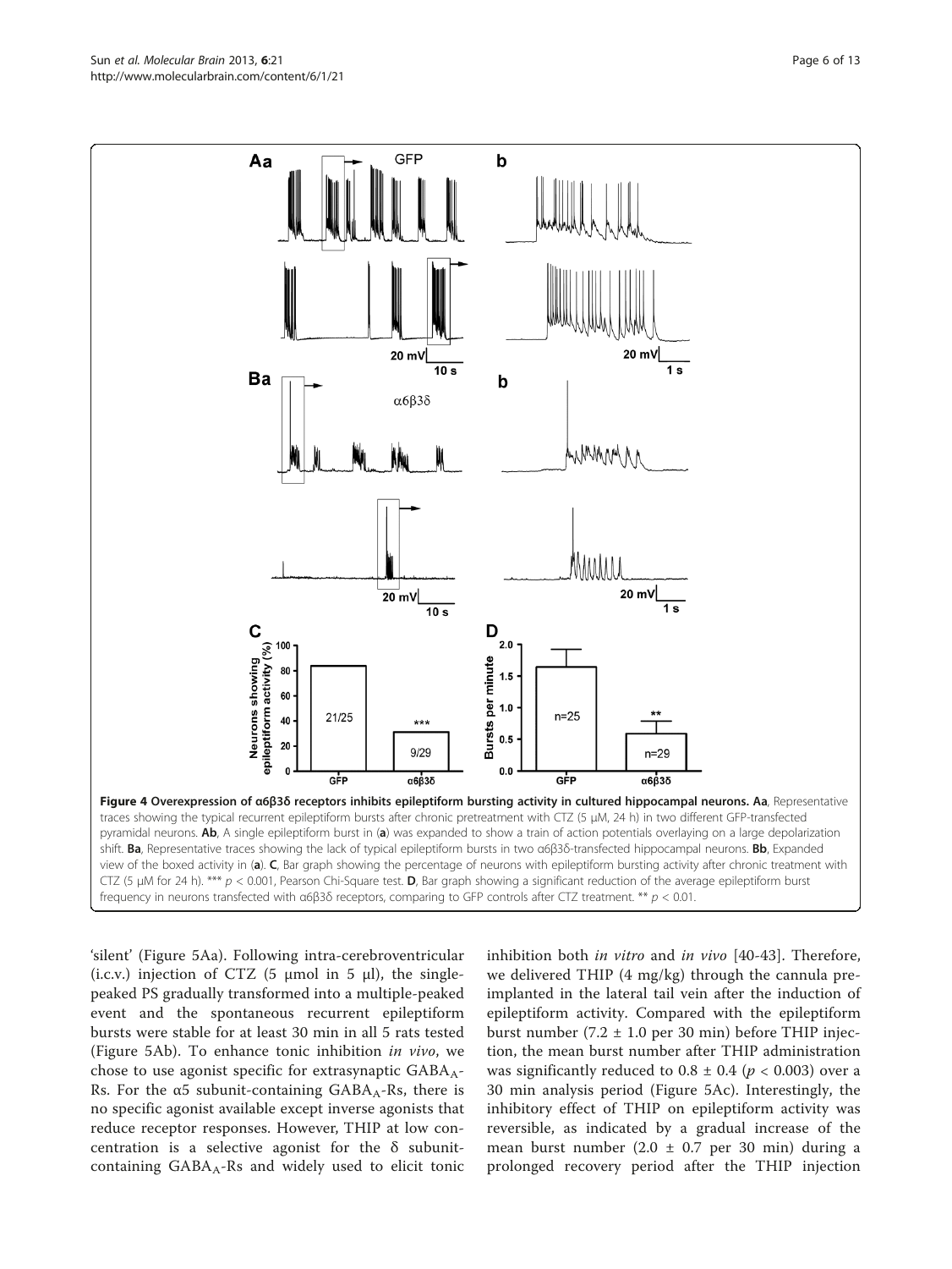**Figure 4 Overexpression of α6β3δ receptors inhibits epileptiform bursting activity in cultured hippocampal neurons. Aa**, Representative traces showing the typical recurrent epileptiform bursts after chronic pretreatment with CTZ (5 μM, 24 h) in two different GFP-transfected pyramidal neurons. **Ab**, A single epileptiform burst in (**a**) was expanded to show a train of action potentials overlaying on a large depolarization shift. **Ba**, Representative traces showing the lack of typical epileptiform bursts in two α6β3δ-transfected hippocampal neurons. **Bb**, Expanded view of the boxed activity in (**a**). **C**, Bar graph showing the percentage of neurons with epileptiform bursting activity after chronic treatment with CTZ (5 μM for 24 h). *** $p < 0.001$, Pearson Chi-Square test. **D**, Bar graph showing a significant reduction of the average epileptiform burst frequency in neurons transfected with α6β3δ receptors, comparing to GFP controls after CTZ treatment. ** $p < 0.01$.

'silent' (Figure 5Aa). Following intra-cerebroventricular (i.c.v.) injection of CTZ (5 μmol in 5 μl), the single-peaked PS gradually transformed into a multiple-peaked event and the spontaneous recurrent epileptiform bursts were stable for at least 30 min in all 5 rats tested (Figure 5Ab). To enhance tonic inhibition *in vivo*, we chose to use agonist specific for extrasynaptic $GABA_A$-Rs. For the α5 subunit-containing $GABA_A$-Rs, there is no specific agonist available except inverse agonists that reduce receptor responses. However, THIP at low concentration is a selective agonist for the δ subunit-containing $GABA_A$-Rs and widely used to elicit tonic inhibition both *in vitro* and *in vivo* [40-43]. Therefore, we delivered THIP (4 mg/kg) through the cannula pre-implanted in the lateral tail vein after the induction of epileptiform activity. Compared with the epileptiform burst number (7.2 ± 1.0 per 30 min) before THIP injection, the mean burst number after THIP administration was significantly reduced to 0.8 ± 0.4 ($p < 0.003$) over a 30 min analysis period (Figure 5Ac). Interestingly, the inhibitory effect of THIP on epileptiform activity was reversible, as indicated by a gradual increase of the mean burst number (2.0 ± 0.7 per 30 min) during a prolonged recovery period after the THIP injection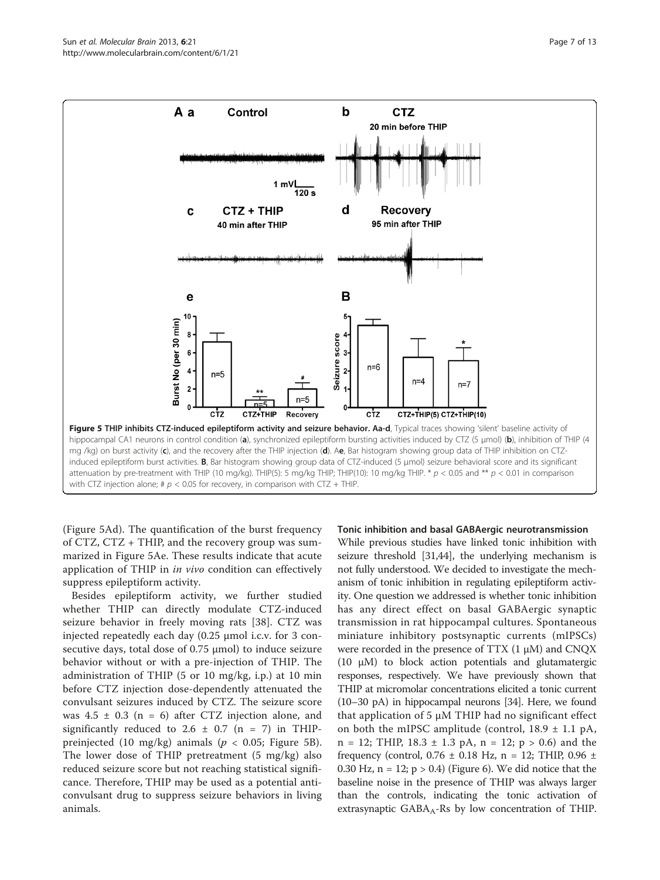**Figure 5 THIP inhibits CTZ-induced epileptiform activity and seizure behavior.** **Aa-d**, Typical traces showing 'silent' baseline activity of hippocampal CA1 neurons in control condition (**a**), synchronized epileptiform bursting activities induced by CTZ (5 μmol) (**b**), inhibition of THIP (4 mg /kg) on burst activity (**c**), and the recovery after the THIP injection (**d**). A**e**, Bar histogram showing group data of THIP inhibition on CTZ-induced epileptiform burst activities. **B**, Bar histogram showing group data of CTZ-induced (5 μmol) seizure behavioral score and its significant attenuation by pre-treatment with THIP (10 mg/kg). THIP(5): 5 mg/kg THIP; THIP(10): 10 mg/kg THIP. * $p < 0.05$ and ** $p < 0.01$ in comparison with CTZ injection alone; # $p < 0.05$ for recovery, in comparison with CTZ + THIP.

(Figure 5Ad). The quantification of the burst frequency of CTZ, CTZ + THIP, and the recovery group was summarized in Figure 5Ae. These results indicate that acute application of THIP in *in vivo* condition can effectively suppress epileptiform activity.

Besides epileptiform activity, we further studied whether THIP can directly modulate CTZ-induced seizure behavior in freely moving rats [38]. CTZ was injected repeatedly each day (0.25 μmol i.c.v. for 3 consecutive days, total dose of 0.75 μmol) to induce seizure behavior without or with a pre-injection of THIP. The administration of THIP (5 or 10 mg/kg, i.p.) at 10 min before CTZ injection dose-dependently attenuated the convulsant seizures induced by CTZ. The seizure score was 4.5 ± 0.3 (n = 6) after CTZ injection alone, and significantly reduced to 2.6 ± 0.7 (n = 7) in THIP-preinjected (10 mg/kg) animals ($p < 0.05$; Figure 5B). The lower dose of THIP pretreatment (5 mg/kg) also reduced seizure score but not reaching statistical significance. Therefore, THIP may be used as a potential anticonvulsant drug to suppress seizure behaviors in living animals.

### Tonic inhibition and basal GABAergic neurotransmission

While previous studies have linked tonic inhibition with seizure threshold [31,44], the underlying mechanism is not fully understood. We decided to investigate the mechanism of tonic inhibition in regulating epileptiform activity. One question we addressed is whether tonic inhibition has any direct effect on basal GABAergic synaptic transmission in rat hippocampal cultures. Spontaneous miniature inhibitory postsynaptic currents (mIPSCs) were recorded in the presence of TTX (1 μM) and CNQX (10 μM) to block action potentials and glutamatergic responses, respectively. We have previously shown that THIP at micromolar concentrations elicited a tonic current (10–30 pA) in hippocampal neurons [34]. Here, we found that application of 5 μM THIP had no significant effect on both the mIPSC amplitude (control, 18.9 ± 1.1 pA, n = 12; THIP, 18.3 ± 1.3 pA, n = 12; p > 0.6) and the frequency (control, 0.76 ± 0.18 Hz, n = 12; THIP, 0.96 ± 0.30 Hz, n = 12; p > 0.4) (Figure 6). We did notice that the baseline noise in the presence of THIP was always larger than the controls, indicating the tonic activation of extrasynaptic $GABA_A$-Rs by low concentration of THIP.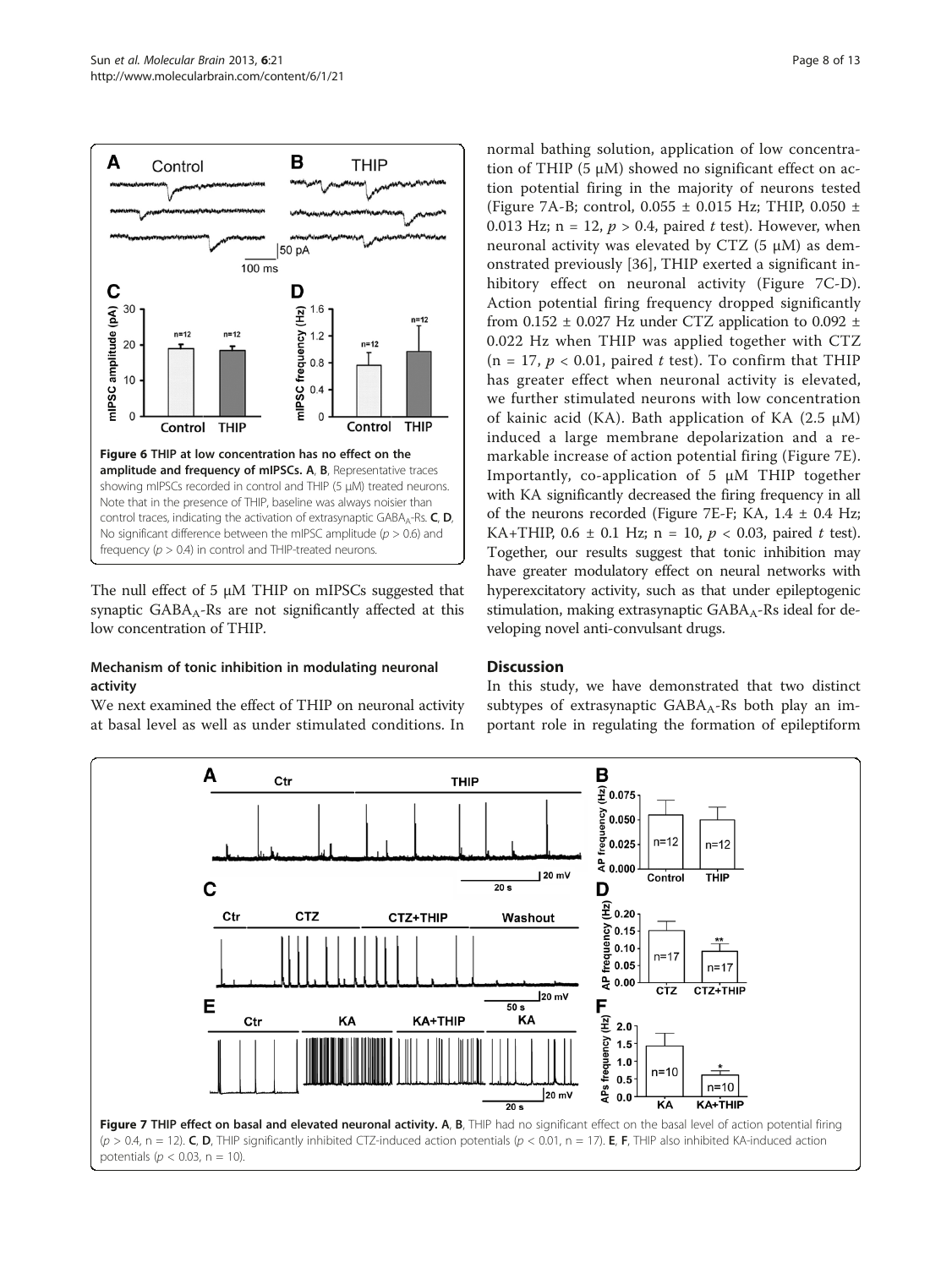**Figure 6 THIP at low concentration has no effect on the amplitude and frequency of mIPSCs. A**, **B**, Representative traces showing mIPSCs recorded in control and THIP (5 μM) treated neurons. Note that in the presence of THIP, baseline was always noisier than control traces, indicating the activation of extrasynaptic $GABA_A$-Rs. **C**, **D**, No significant difference between the mIPSC amplitude ($p > 0.6$) and frequency ($p > 0.4$) in control and THIP-treated neurons.

The null effect of 5 μM THIP on mIPSCs suggested that synaptic $GABA_A$-Rs are not significantly affected at this low concentration of THIP.

### Mechanism of tonic inhibition in modulating neuronal activity

We next examined the effect of THIP on neuronal activity at basal level as well as under stimulated conditions. In normal bathing solution, application of low concentration of THIP (5 μM) showed no significant effect on action potential firing in the majority of neurons tested (Figure 7A-B; control, 0.055 ± 0.015 Hz; THIP, 0.050 ± 0.013 Hz; n = 12, $p > 0.4$, paired *t* test). However, when neuronal activity was elevated by CTZ (5 μM) as demonstrated previously [36], THIP exerted a significant inhibitory effect on neuronal activity (Figure 7C-D). Action potential firing frequency dropped significantly from 0.152 ± 0.027 Hz under CTZ application to 0.092 ± 0.022 Hz when THIP was applied together with CTZ (n = 17, $p < 0.01$, paired *t* test). To confirm that THIP has greater effect when neuronal activity is elevated, we further stimulated neurons with low concentration of kainic acid (KA). Bath application of KA (2.5 μM) induced a large membrane depolarization and a remarkable increase of action potential firing (Figure 7E). Importantly, co-application of 5 μM THIP together with KA significantly decreased the firing frequency in all of the neurons recorded (Figure 7E-F; KA, 1.4 ± 0.4 Hz; KA+THIP, 0.6 ± 0.1 Hz; n = 10, $p < 0.03$, paired *t* test). Together, our results suggest that tonic inhibition may have greater modulatory effect on neural networks with hyperexcitatory activity, such as that under epileptogenic stimulation, making extrasynaptic $GABA_A$-Rs ideal for developing novel anti-convulsant drugs.

## Discussion

In this study, we have demonstrated that two distinct subtypes of extrasynaptic $GABA_A$-Rs both play an important role in regulating the formation of epileptiform

**Figure 7 THIP effect on basal and elevated neuronal activity. A**, **B**, THIP had no significant effect on the basal level of action potential firing ($p > 0.4$, n = 12). **C**, **D**, THIP significantly inhibited CTZ-induced action potentials ($p < 0.01$, n = 17). **E**, **F**, THIP also inhibited KA-induced action potentials ($p < 0.03$, n = 10).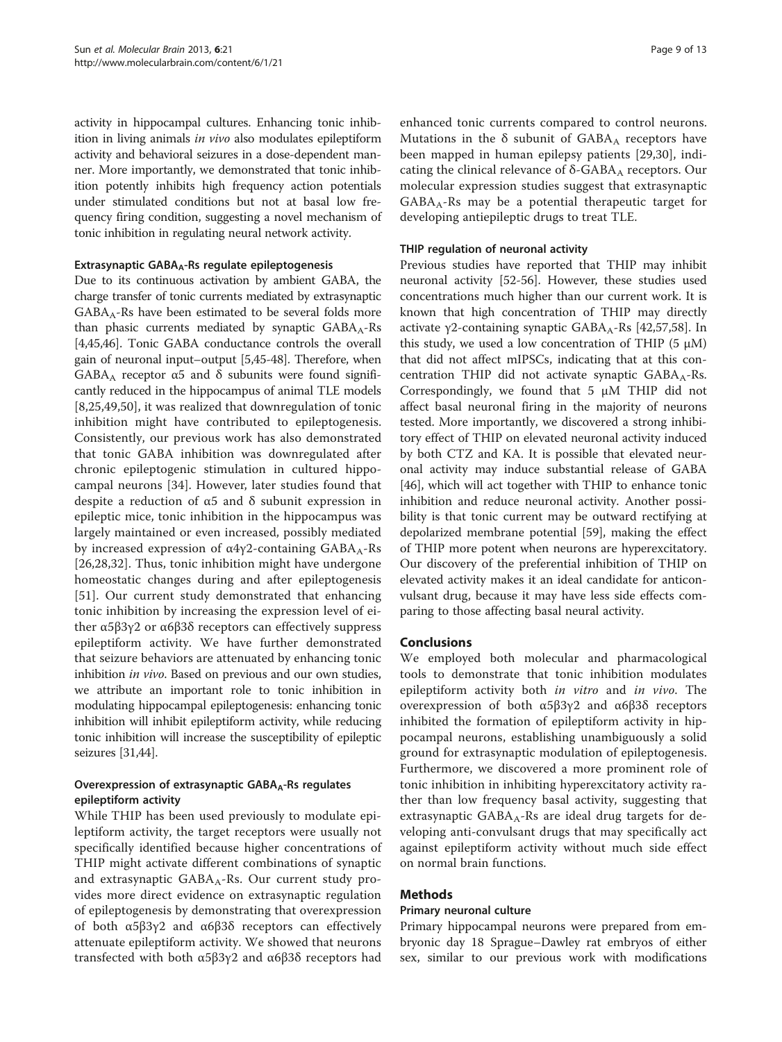activity in hippocampal cultures. Enhancing tonic inhibition in living animals *in vivo* also modulates epileptiform activity and behavioral seizures in a dose-dependent manner. More importantly, we demonstrated that tonic inhibition potently inhibits high frequency action potentials under stimulated conditions but not at basal low frequency firing condition, suggesting a novel mechanism of tonic inhibition in regulating neural network activity.

### Extrasynaptic $GABA_A$-Rs regulate epileptogenesis

Due to its continuous activation by ambient GABA, the charge transfer of tonic currents mediated by extrasynaptic $GABA_A$-Rs have been estimated to be several folds more than phasic currents mediated by synaptic $GABA_A$-Rs [4,45,46]. Tonic GABA conductance controls the overall gain of neuronal input–output [5,45-48]. Therefore, when $GABA_A$ receptor α5 and δ subunits were found significantly reduced in the hippocampus of animal TLE models [8,25,49,50], it was realized that downregulation of tonic inhibition might have contributed to epileptogenesis. Consistently, our previous work has also demonstrated that tonic GABA inhibition was downregulated after chronic epileptogenic stimulation in cultured hippocampal neurons [34]. However, later studies found that despite a reduction of α5 and δ subunit expression in epileptic mice, tonic inhibition in the hippocampus was largely maintained or even increased, possibly mediated by increased expression of α4γ2-containing $GABA_A$-Rs [26,28,32]. Thus, tonic inhibition might have undergone homeostatic changes during and after epileptogenesis [51]. Our current study demonstrated that enhancing tonic inhibition by increasing the expression level of either α5β3γ2 or α6β3δ receptors can effectively suppress epileptiform activity. We have further demonstrated that seizure behaviors are attenuated by enhancing tonic inhibition *in vivo*. Based on previous and our own studies, we attribute an important role to tonic inhibition in modulating hippocampal epileptogenesis: enhancing tonic inhibition will inhibit epileptiform activity, while reducing tonic inhibition will increase the susceptibility of epileptic seizures [31,44].

### Overexpression of extrasynaptic $GABA_A$-Rs regulates epileptiform activity

While THIP has been used previously to modulate epileptiform activity, the target receptors were usually not specifically identified because higher concentrations of THIP might activate different combinations of synaptic and extrasynaptic $GABA_A$-Rs. Our current study provides more direct evidence on extrasynaptic regulation of epileptogenesis by demonstrating that overexpression of both α5β3γ2 and α6β3δ receptors can effectively attenuate epileptiform activity. We showed that neurons transfected with both α5β3γ2 and α6β3δ receptors had enhanced tonic currents compared to control neurons. Mutations in the δ subunit of $GABA_A$ receptors have been mapped in human epilepsy patients [29,30], indicating the clinical relevance of δ-$GABA_A$ receptors. Our molecular expression studies suggest that extrasynaptic $GABA_A$-Rs may be a potential therapeutic target for developing antiepileptic drugs to treat TLE.

### THIP regulation of neuronal activity

Previous studies have reported that THIP may inhibit neuronal activity [52-56]. However, these studies used concentrations much higher than our current work. It is known that high concentration of THIP may directly activate γ2-containing synaptic $GABA_A$-Rs [42,57,58]. In this study, we used a low concentration of THIP (5 μM) that did not affect mIPSCs, indicating that at this concentration THIP did not activate synaptic $GABA_A$-Rs. Correspondingly, we found that 5 μM THIP did not affect basal neuronal firing in the majority of neurons tested. More importantly, we discovered a strong inhibitory effect of THIP on elevated neuronal activity induced by both CTZ and KA. It is possible that elevated neuronal activity may induce substantial release of GABA [46], which will act together with THIP to enhance tonic inhibition and reduce neuronal activity. Another possibility is that tonic current may be outward rectifying at depolarized membrane potential [59], making the effect of THIP more potent when neurons are hyperexcitatory. Our discovery of the preferential inhibition of THIP on elevated activity makes it an ideal candidate for anticonvulsant drug, because it may have less side effects comparing to those affecting basal neural activity.

## Conclusions

We employed both molecular and pharmacological tools to demonstrate that tonic inhibition modulates epileptiform activity both *in vitro* and *in vivo*. The overexpression of both α5β3γ2 and α6β3δ receptors inhibited the formation of epileptiform activity in hippocampal neurons, establishing unambiguously a solid ground for extrasynaptic modulation of epileptogenesis. Furthermore, we discovered a more prominent role of tonic inhibition in inhibiting hyperexcitatory activity rather than low frequency basal activity, suggesting that extrasynaptic $GABA_A$-Rs are ideal drug targets for developing anti-convulsant drugs that may specifically act against epileptiform activity without much side effect on normal brain functions.

## Methods

### Primary neuronal culture

Primary hippocampal neurons were prepared from embryonic day 18 Sprague–Dawley rat embryos of either sex, similar to our previous work with modifications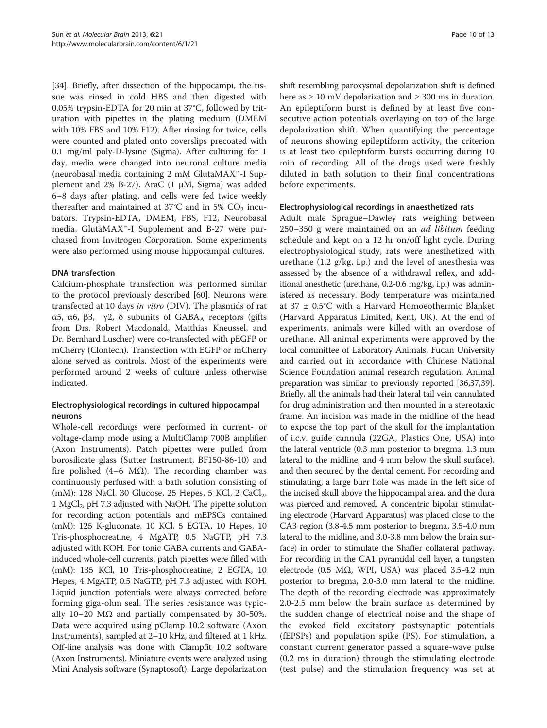[34]. Briefly, after dissection of the hippocampi, the tissue was rinsed in cold HBS and then digested with 0.05% trypsin-EDTA for 20 min at 37°C, followed by trituration with pipettes in the plating medium (DMEM with 10% FBS and 10% F12). After rinsing for twice, cells were counted and plated onto coverslips precoated with 0.1 mg/ml poly-D-lysine (Sigma). After culturing for 1 day, media were changed into neuronal culture media (neurobasal media containing 2 mM GlutaMAX™-I Supplement and 2% B-27). AraC (1 μM, Sigma) was added 6–8 days after plating, and cells were fed twice weekly thereafter and maintained at 37°C and in 5% $CO_2$ incubators. Trypsin-EDTA, DMEM, FBS, F12, Neurobasal media, GlutaMAX™-I Supplement and B-27 were purchased from Invitrogen Corporation. Some experiments were also performed using mouse hippocampal cultures.

### DNA transfection

Calcium-phosphate transfection was performed similar to the protocol previously described [60]. Neurons were transfected at 10 days *in vitro* (DIV). The plasmids of rat α5, α6, β3, γ2, δ subunits of $GABA_A$ receptors (gifts from Drs. Robert Macdonald, Matthias Kneussel, and Dr. Bernhard Luscher) were co-transfected with pEGFP or mCherry (Clontech). Transfection with EGFP or mCherry alone served as controls. Most of the experiments were performed around 2 weeks of culture unless otherwise indicated.

### Electrophysiological recordings in cultured hippocampal neurons

Whole-cell recordings were performed in current- or voltage-clamp mode using a MultiClamp 700B amplifier (Axon Instruments). Patch pipettes were pulled from borosilicate glass (Sutter Instrument, BF150-86-10) and fire polished (4–6 MΩ). The recording chamber was continuously perfused with a bath solution consisting of (mM): 128 NaCl, 30 Glucose, 25 Hepes, 5 KCl, 2 $CaCl_2$, 1 $MgCl_2$, pH 7.3 adjusted with NaOH. The pipette solution for recording action potentials and mEPSCs contained (mM): 125 K-gluconate, 10 KCl, 5 EGTA, 10 Hepes, 10 Tris-phosphocreatine, 4 MgATP, 0.5 NaGTP, pH 7.3 adjusted with KOH. For tonic GABA currents and GABA-induced whole-cell currents, patch pipettes were filled with (mM): 135 KCl, 10 Tris-phosphocreatine, 2 EGTA, 10 Hepes, 4 MgATP, 0.5 NaGTP, pH 7.3 adjusted with KOH. Liquid junction potentials were always corrected before forming giga-ohm seal. The series resistance was typically 10–20 MΩ and partially compensated by 30-50%. Data were acquired using pClamp 10.2 software (Axon Instruments), sampled at 2–10 kHz, and filtered at 1 kHz. Off-line analysis was done with Clampfit 10.2 software (Axon Instruments). Miniature events were analyzed using Mini Analysis software (Synaptosoft). Large depolarization shift resembling paroxysmal depolarization shift is defined here as ≥ 10 mV depolarization and ≥ 300 ms in duration. An epileptiform burst is defined by at least five consecutive action potentials overlaying on top of the large depolarization shift. When quantifying the percentage of neurons showing epileptiform activity, the criterion is at least two epileptiform bursts occurring during 10 min of recording. All of the drugs used were freshly diluted in bath solution to their final concentrations before experiments.

### Electrophysiological recordings in anaesthetized rats

Adult male Sprague–Dawley rats weighing between 250–350 g were maintained on an *ad libitum* feeding schedule and kept on a 12 hr on/off light cycle. During electrophysiological study, rats were anesthetized with urethane (1.2 g/kg, i.p.) and the level of anesthesia was assessed by the absence of a withdrawal reflex, and additional anesthetic (urethane, 0.2-0.6 mg/kg, i.p.) was administered as necessary. Body temperature was maintained at 37 ± 0.5°C with a Harvard Homoeothermic Blanket (Harvard Apparatus Limited, Kent, UK). At the end of experiments, animals were killed with an overdose of urethane. All animal experiments were approved by the local committee of Laboratory Animals, Fudan University and carried out in accordance with Chinese National Science Foundation animal research regulation. Animal preparation was similar to previously reported [36,37,39]. Briefly, all the animals had their lateral tail vein cannulated for drug administration and then mounted in a stereotaxic frame. An incision was made in the midline of the head to expose the top part of the skull for the implantation of i.c.v. guide cannula (22GA, Plastics One, USA) into the lateral ventricle (0.3 mm posterior to bregma, 1.3 mm lateral to the midline, and 4 mm below the skull surface), and then secured by the dental cement. For recording and stimulating, a large burr hole was made in the left side of the incised skull above the hippocampal area, and the dura was pierced and removed. A concentric bipolar stimulating electrode (Harvard Apparatus) was placed close to the CA3 region (3.8-4.5 mm posterior to bregma, 3.5-4.0 mm lateral to the midline, and 3.0-3.8 mm below the brain surface) in order to stimulate the Shaffer collateral pathway. For recording in the CA1 pyramidal cell layer, a tungsten electrode (0.5 MΩ, WPI, USA) was placed 3.5-4.2 mm posterior to bregma, 2.0-3.0 mm lateral to the midline. The depth of the recording electrode was approximately 2.0-2.5 mm below the brain surface as determined by the sudden change of electrical noise and the shape of the evoked field excitatory postsynaptic potentials (fEPSPs) and population spike (PS). For stimulation, a constant current generator passed a square-wave pulse (0.2 ms in duration) through the stimulating electrode (test pulse) and the stimulation frequency was set at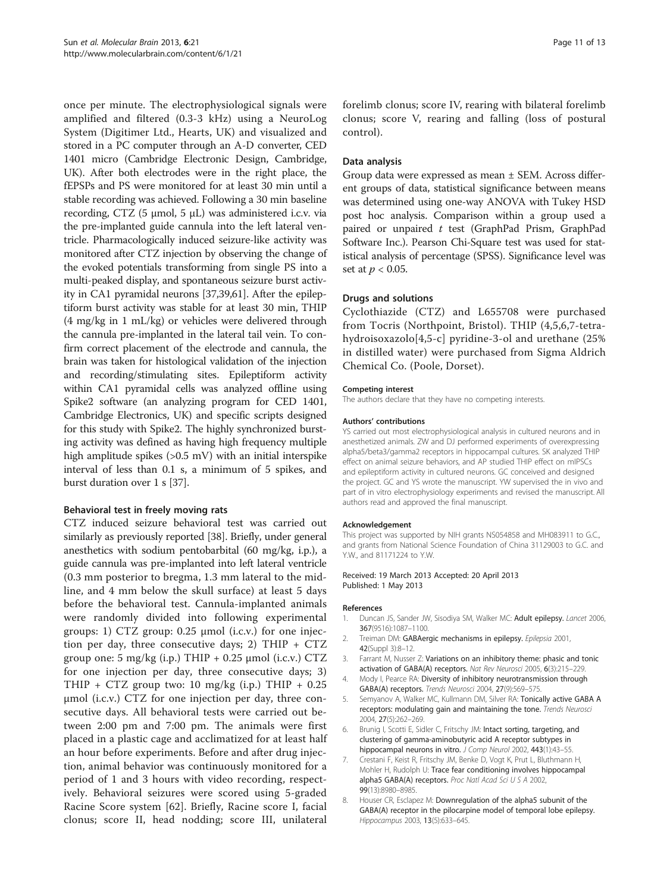once per minute. The electrophysiological signals were amplified and filtered (0.3-3 kHz) using a NeuroLog System (Digitimer Ltd., Hearts, UK) and visualized and stored in a PC computer through an A-D converter, CED 1401 micro (Cambridge Electronic Design, Cambridge, UK). After both electrodes were in the right place, the fEPSPs and PS were monitored for at least 30 min until a stable recording was achieved. Following a 30 min baseline recording, CTZ (5 μmol, 5 μL) was administered i.c.v. via the pre-implanted guide cannula into the left lateral ventricle. Pharmacologically induced seizure-like activity was monitored after CTZ injection by observing the change of the evoked potentials transforming from single PS into a multi-peaked display, and spontaneous seizure burst activity in CA1 pyramidal neurons [37,39,61]. After the epileptiform burst activity was stable for at least 30 min, THIP (4 mg/kg in 1 mL/kg) or vehicles were delivered through the cannula pre-implanted in the lateral tail vein. To confirm correct placement of the electrode and cannula, the brain was taken for histological validation of the injection and recording/stimulating sites. Epileptiform activity within CA1 pyramidal cells was analyzed offline using Spike2 software (an analyzing program for CED 1401, Cambridge Electronics, UK) and specific scripts designed for this study with Spike2. The highly synchronized bursting activity was defined as having high frequency multiple high amplitude spikes (>0.5 mV) with an initial interspike interval of less than 0.1 s, a minimum of 5 spikes, and burst duration over 1 s [37].

### Behavioral test in freely moving rats

CTZ induced seizure behavioral test was carried out similarly as previously reported [38]. Briefly, under general anesthetics with sodium pentobarbital (60 mg/kg, i.p.), a guide cannula was pre-implanted into left lateral ventricle (0.3 mm posterior to bregma, 1.3 mm lateral to the midline, and 4 mm below the skull surface) at least 5 days before the behavioral test. Cannula-implanted animals were randomly divided into following experimental groups: 1) CTZ group: 0.25 μmol (i.c.v.) for one injection per day, three consecutive days; 2) THIP + CTZ group one: 5 mg/kg (i.p.) THIP + 0.25 μmol (i.c.v.) CTZ for one injection per day, three consecutive days; 3) THIP + CTZ group two: 10 mg/kg (i.p.) THIP + 0.25 μmol (i.c.v.) CTZ for one injection per day, three consecutive days. All behavioral tests were carried out between 2:00 pm and 7:00 pm. The animals were first placed in a plastic cage and acclimatized for at least half an hour before experiments. Before and after drug injection, animal behavior was continuously monitored for a period of 1 and 3 hours with video recording, respectively. Behavioral seizures were scored using 5-graded Racine Score system [62]. Briefly, Racine score I, facial clonus; score II, head nodding; score III, unilateral forelimb clonus; score IV, rearing with bilateral forelimb clonus; score V, rearing and falling (loss of postural control).

### Data analysis

Group data were expressed as mean ± SEM. Across different groups of data, statistical significance between means was determined using one-way ANOVA with Tukey HSD post hoc analysis. Comparison within a group used a paired or unpaired *t* test (GraphPad Prism, GraphPad Software Inc.). Pearson Chi-Square test was used for statistical analysis of percentage (SPSS). Significance level was set at $p < 0.05$.

### Drugs and solutions

Cyclothiazide (CTZ) and L655708 were purchased from Tocris (Northpoint, Bristol). THIP (4,5,6,7-tetrahydroisoxazolo[4,5-c] pyridine-3-ol and urethane (25% in distilled water) were purchased from Sigma Aldrich Chemical Co. (Poole, Dorset).

#### Competing interest

The authors declare that they have no competing interests.

#### Authors' contributions

YS carried out most electrophysiological analysis in cultured neurons and in anesthetized animals. ZW and DJ performed experiments of overexpressing alpha5/beta3/gamma2 receptors in hippocampal cultures. SK analyzed THIP effect on animal seizure behaviors, and AP studied THIP effect on mIPSCs and epileptiform activity in cultured neurons. GC conceived and designed the project. GC and YS wrote the manuscript. YW supervised the in vivo and part of in vitro electrophysiology experiments and revised the manuscript. All authors read and approved the final manuscript.

#### Acknowledgement

This project was supported by NIH grants NS054858 and MH083911 to G.C., and grants from National Science Foundation of China 31129003 to G.C. and Y.W., and 81171224 to Y.W.

Received: 19 March 2013 Accepted: 20 April 2013
Published: 1 May 2013

#### References

1. Duncan JS, Sander JW, Sisodiya SM, Walker MC: **Adult epilepsy.** *Lancet* 2006, **367**(9516):1087–1100.
2. Treiman DM: **GABAergic mechanisms in epilepsy.** *Epilepsia* 2001, **42**(Suppl 3):8–12.
3. Farrant M, Nusser Z: **Variations on an inhibitory theme: phasic and tonic activation of GABA(A) receptors.** *Nat Rev Neurosci* 2005, **6**(3):215–229.
4. Mody I, Pearce RA: **Diversity of inhibitory neurotransmission through GABA(A) receptors.** *Trends Neurosci* 2004, **27**(9):569–575.
5. Semyanov A, Walker MC, Kullmann DM, Silver RA: **Tonically active GABA A receptors: modulating gain and maintaining the tone.** *Trends Neurosci* 2004, **27**(5):262–269.
6. Brunig I, Scotti E, Sidler C, Fritschy JM: **Intact sorting, targeting, and clustering of gamma-aminobutyric acid A receptor subtypes in hippocampal neurons in vitro.** *J Comp Neurol* 2002, **443**(1):43–55.
7. Crestani F, Keist R, Fritschy JM, Benke D, Vogt K, Prut L, Bluthmann H, Mohler H, Rudolph U: **Trace fear conditioning involves hippocampal alpha5 GABA(A) receptors.** *Proc Natl Acad Sci U S A* 2002, **99**(13):8980–8985.
8. Houser CR, Esclapez M: **Downregulation of the alpha5 subunit of the GABA(A) receptor in the pilocarpine model of temporal lobe epilepsy.** *Hippocampus* 2003, **13**(5):633–645.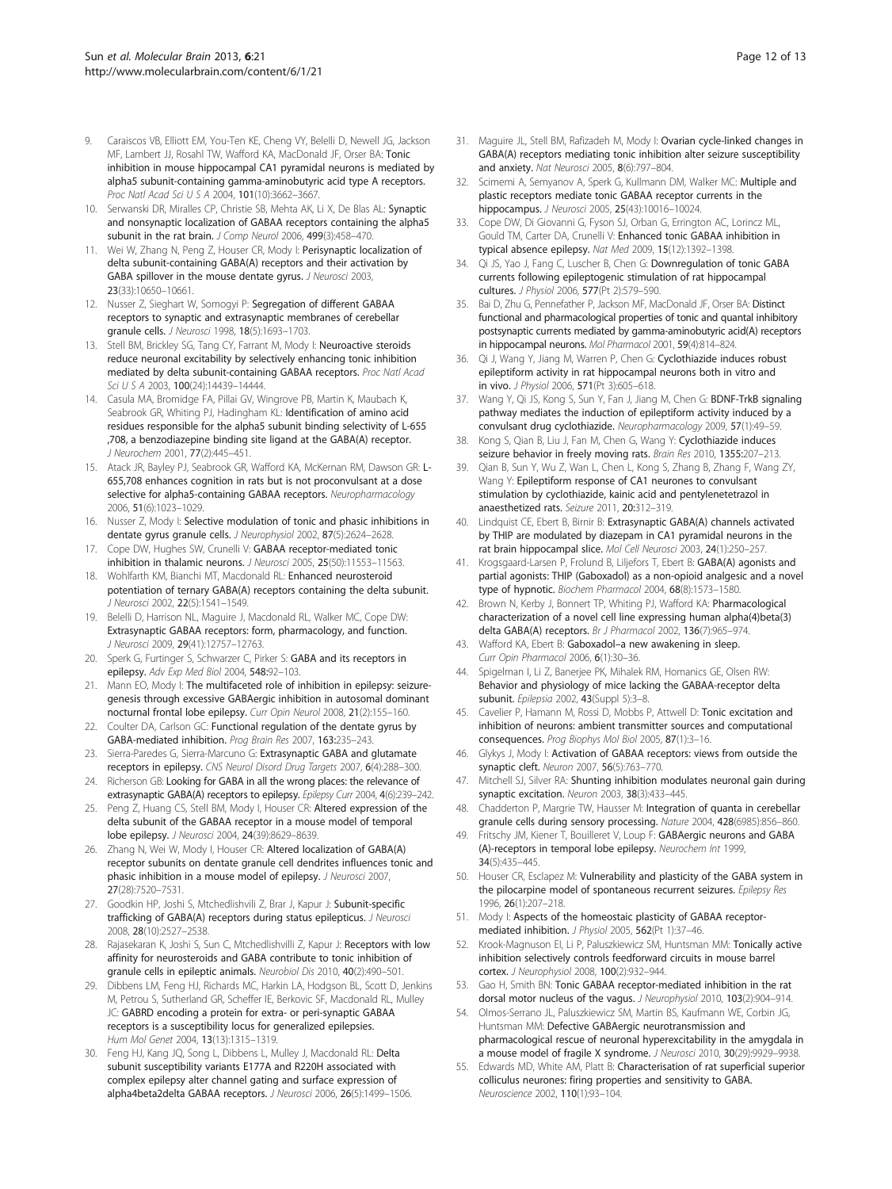9. Caraiscos VB, Elliott EM, You-Ten KE, Cheng VY, Belelli D, Newell JG, Jackson MF, Lambert JJ, Rosahl TW, Wafford KA, MacDonald JF, Orser BA: **Tonic inhibition in mouse hippocampal CA1 pyramidal neurons is mediated by alpha5 subunit-containing gamma-aminobutyric acid type A receptors.** *Proc Natl Acad Sci U S A* 2004, **101**(10):3662–3667.
10. Serwanski DR, Miralles CP, Christie SB, Mehta AK, Li X, De Blas AL: **Synaptic and nonsynaptic localization of GABAA receptors containing the alpha5 subunit in the rat brain.** *J Comp Neurol* 2006, **499**(3):458–470.
11. Wei W, Zhang N, Peng Z, Houser CR, Mody I: **Perisynaptic localization of delta subunit-containing GABA(A) receptors and their activation by GABA spillover in the mouse dentate gyrus.** *J Neurosci* 2003, **23**(33):10650–10661.
12. Nusser Z, Sieghart W, Somogyi P: **Segregation of different GABAA receptors to synaptic and extrasynaptic membranes of cerebellar granule cells.** *J Neurosci* 1998, **18**(5):1693–1703.
13. Stell BM, Brickley SG, Tang CY, Farrant M, Mody I: **Neuroactive steroids reduce neuronal excitability by selectively enhancing tonic inhibition mediated by delta subunit-containing GABAA receptors.** *Proc Natl Acad Sci U S A* 2003, **100**(24):14439–14444.
14. Casula MA, Bromidge FA, Pillai GV, Wingrove PB, Martin K, Maubach K, Seabrook GR, Whiting PJ, Hadingham KL: **Identification of amino acid residues responsible for the alpha5 subunit binding selectivity of L-655 ,708, a benzodiazepine binding site ligand at the GABA(A) receptor.** *J Neurochem* 2001, **77**(2):445–451.
15. Atack JR, Bayley PJ, Seabrook GR, Wafford KA, McKernan RM, Dawson GR: **L-655,708 enhances cognition in rats but is not proconvulsant at a dose selective for alpha5-containing GABAA receptors.** *Neuropharmacology* 2006, **51**(6):1023–1029.
16. Nusser Z, Mody I: **Selective modulation of tonic and phasic inhibitions in dentate gyrus granule cells.** *J Neurophysiol* 2002, **87**(5):2624–2628.
17. Cope DW, Hughes SW, Crunelli V: **GABAA receptor-mediated tonic inhibition in thalamic neurons.** *J Neurosci* 2005, **25**(50):11553–11563.
18. Wohlfarth KM, Bianchi MT, Macdonald RL: **Enhanced neurosteroid potentiation of ternary GABA(A) receptors containing the delta subunit.** *J Neurosci* 2002, **22**(5):1541–1549.
19. Belelli D, Harrison NL, Maguire J, Macdonald RL, Walker MC, Cope DW: **Extrasynaptic GABAA receptors: form, pharmacology, and function.** *J Neurosci* 2009, **29**(41):12757–12763.
20. Sperk G, Furtinger S, Schwarzer C, Pirker S: **GABA and its receptors in epilepsy.** *Adv Exp Med Biol* 2004, **548**:92–103.
21. Mann EO, Mody I: **The multifaceted role of inhibition in epilepsy: seizure-genesis through excessive GABAergic inhibition in autosomal dominant nocturnal frontal lobe epilepsy.** *Curr Opin Neurol* 2008, **21**(2):155–160.
22. Coulter DA, Carlson GC: **Functional regulation of the dentate gyrus by GABA-mediated inhibition.** *Prog Brain Res* 2007, **163**:235–243.
23. Sierra-Paredes G, Sierra-Marcuno G: **Extrasynaptic GABA and glutamate receptors in epilepsy.** *CNS Neurol Disord Drug Targets* 2007, **6**(4):288–300.
24. Richerson GB: **Looking for GABA in all the wrong places: the relevance of extrasynaptic GABA(A) receptors to epilepsy.** *Epilepsy Curr* 2004, **4**(6):239–242.
25. Peng Z, Huang CS, Stell BM, Mody I, Houser CR: **Altered expression of the delta subunit of the GABAA receptor in a mouse model of temporal lobe epilepsy.** *J Neurosci* 2004, **24**(39):8629–8639.
26. Zhang N, Wei W, Mody I, Houser CR: **Altered localization of GABA(A) receptor subunits on dentate granule cell dendrites influences tonic and phasic inhibition in a mouse model of epilepsy.** *J Neurosci* 2007, **27**(28):7520–7531.
27. Goodkin HP, Joshi S, Mtchedlishvili Z, Brar J, Kapur J: **Subunit-specific trafficking of GABA(A) receptors during status epilepticus.** *J Neurosci* 2008, **28**(10):2527–2538.
28. Rajasekaran K, Joshi S, Sun C, Mtchedlishvilli Z, Kapur J: **Receptors with low affinity for neurosteroids and GABA contribute to tonic inhibition of granule cells in epileptic animals.** *Neurobiol Dis* 2010, **40**(2):490–501.
29. Dibbens LM, Feng HJ, Richards MC, Harkin LA, Hodgson BL, Scott D, Jenkins M, Petrou S, Sutherland GR, Scheffer IE, Berkovic SF, Macdonald RL, Mulley JC: **GABRD encoding a protein for extra- or peri-synaptic GABAA receptors is a susceptibility locus for generalized epilepsies.** *Hum Mol Genet* 2004, **13**(13):1315–1319.
30. Feng HJ, Kang JQ, Song L, Dibbens L, Mulley J, Macdonald RL: **Delta subunit susceptibility variants E177A and R220H associated with complex epilepsy alter channel gating and surface expression of alpha4beta2delta GABAA receptors.** *J Neurosci* 2006, **26**(5):1499–1506.
31. Maguire JL, Stell BM, Rafizadeh M, Mody I: **Ovarian cycle-linked changes in GABA(A) receptors mediating tonic inhibition alter seizure susceptibility and anxiety.** *Nat Neurosci* 2005, **8**(6):797–804.
32. Scimemi A, Semyanov A, Sperk G, Kullmann DM, Walker MC: **Multiple and plastic receptors mediate tonic GABAA receptor currents in the hippocampus.** *J Neurosci* 2005, **25**(43):10016–10024.
33. Cope DW, Di Giovanni G, Fyson SJ, Orban G, Errington AC, Lorincz ML, Gould TM, Carter DA, Crunelli V: **Enhanced tonic GABAA inhibition in typical absence epilepsy.** *Nat Med* 2009, **15**(12):1392–1398.
34. Qi JS, Yao J, Fang C, Luscher B, Chen G: **Downregulation of tonic GABA currents following epileptogenic stimulation of rat hippocampal cultures.** *J Physiol* 2006, **577**(Pt 2):579–590.
35. Bai D, Zhu G, Pennefather P, Jackson MF, MacDonald JF, Orser BA: **Distinct functional and pharmacological properties of tonic and quantal inhibitory postsynaptic currents mediated by gamma-aminobutyric acid(A) receptors in hippocampal neurons.** *Mol Pharmacol* 2001, **59**(4):814–824.
36. Qi J, Wang Y, Jiang M, Warren P, Chen G: **Cyclothiazide induces robust epileptiform activity in rat hippocampal neurons both in vitro and in vivo.** *J Physiol* 2006, **571**(Pt 3):605–618.
37. Wang Y, Qi JS, Kong S, Sun Y, Fan J, Jiang M, Chen G: **BDNF-TrkB signaling pathway mediates the induction of epileptiform activity induced by a convulsant drug cyclothiazide.** *Neuropharmacology* 2009, **57**(1):49–59.
38. Kong S, Qian B, Liu J, Fan M, Chen G, Wang Y: **Cyclothiazide induces seizure behavior in freely moving rats.** *Brain Res* 2010, **1355**:207–213.
39. Qian B, Sun Y, Wu Z, Wan L, Chen L, Kong S, Zhang B, Zhang F, Wang ZY, Wang Y: **Epileptiform response of CA1 neurones to convulsant stimulation by cyclothiazide, kainic acid and pentylenetetrazol in anaesthetized rats.** *Seizure* 2011, **20**:312–319.
40. Lindquist CE, Ebert B, Birnir B: **Extrasynaptic GABA(A) channels activated by THIP are modulated by diazepam in CA1 pyramidal neurons in the rat brain hippocampal slice.** *Mol Cell Neurosci* 2003, **24**(1):250–257.
41. Krogsgaard-Larsen P, Frolund B, Liljefors T, Ebert B: **GABA(A) agonists and partial agonists: THIP (Gaboxadol) as a non-opioid analgesic and a novel type of hypnotic.** *Biochem Pharmacol* 2004, **68**(8):1573–1580.
42. Brown N, Kerby J, Bonnert TP, Whiting PJ, Wafford KA: **Pharmacological characterization of a novel cell line expressing human alpha(4)beta(3) delta GABA(A) receptors.** *Br J Pharmacol* 2002, **136**(7):965–974.
43. Wafford KA, Ebert B: **Gaboxadol–a new awakening in sleep.** *Curr Opin Pharmacol* 2006, **6**(1):30–36.
44. Spigelman I, Li Z, Banerjee PK, Mihalek RM, Homanics GE, Olsen RW: **Behavior and physiology of mice lacking the GABAA-receptor delta subunit.** *Epilepsia* 2002, **43**(Suppl 5):3–8.
45. Cavelier P, Hamann M, Rossi D, Mobbs P, Attwell D: **Tonic excitation and inhibition of neurons: ambient transmitter sources and computational consequences.** *Prog Biophys Mol Biol* 2005, **87**(1):3–16.
46. Glykys J, Mody I: **Activation of GABAA receptors: views from outside the synaptic cleft.** *Neuron* 2007, **56**(5):763–770.
47. Mitchell SJ, Silver RA: **Shunting inhibition modulates neuronal gain during synaptic excitation.** *Neuron* 2003, **38**(3):433–445.
48. Chadderton P, Margrie TW, Hausser M: **Integration of quanta in cerebellar granule cells during sensory processing.** *Nature* 2004, **428**(6985):856–860.
49. Fritschy JM, Kiener T, Bouilleret V, Loup F: **GABAergic neurons and GABA (A)-receptors in temporal lobe epilepsy.** *Neurochem Int* 1999, **34**(5):435–445.
50. Houser CR, Esclapez M: **Vulnerability and plasticity of the GABA system in the pilocarpine model of spontaneous recurrent seizures.** *Epilepsy Res* 1996, **26**(1):207–218.
51. Mody I: **Aspects of the homeostaic plasticity of GABAA receptor-mediated inhibition.** *J Physiol* 2005, **562**(Pt 1):37–46.
52. Krook-Magnuson EI, Li P, Paluszkiewicz SM, Huntsman MM: **Tonically active inhibition selectively controls feedforward circuits in mouse barrel cortex.** *J Neurophysiol* 2008, **100**(2):932–944.
53. Gao H, Smith BN: **Tonic GABAA receptor-mediated inhibition in the rat dorsal motor nucleus of the vagus.** *J Neurophysiol* 2010, **103**(2):904–914.
54. Olmos-Serrano JL, Paluszkiewicz SM, Martin BS, Kaufmann WE, Corbin JG, Huntsman MM: **Defective GABAergic neurotransmission and pharmacological rescue of neuronal hyperexcitability in the amygdala in a mouse model of fragile X syndrome.** *J Neurosci* 2010, **30**(29):9929–9938.
55. Edwards MD, White AM, Platt B: **Characterisation of rat superficial superior colliculus neurones: firing properties and sensitivity to GABA.** *Neuroscience* 2002, **110**(1):93–104.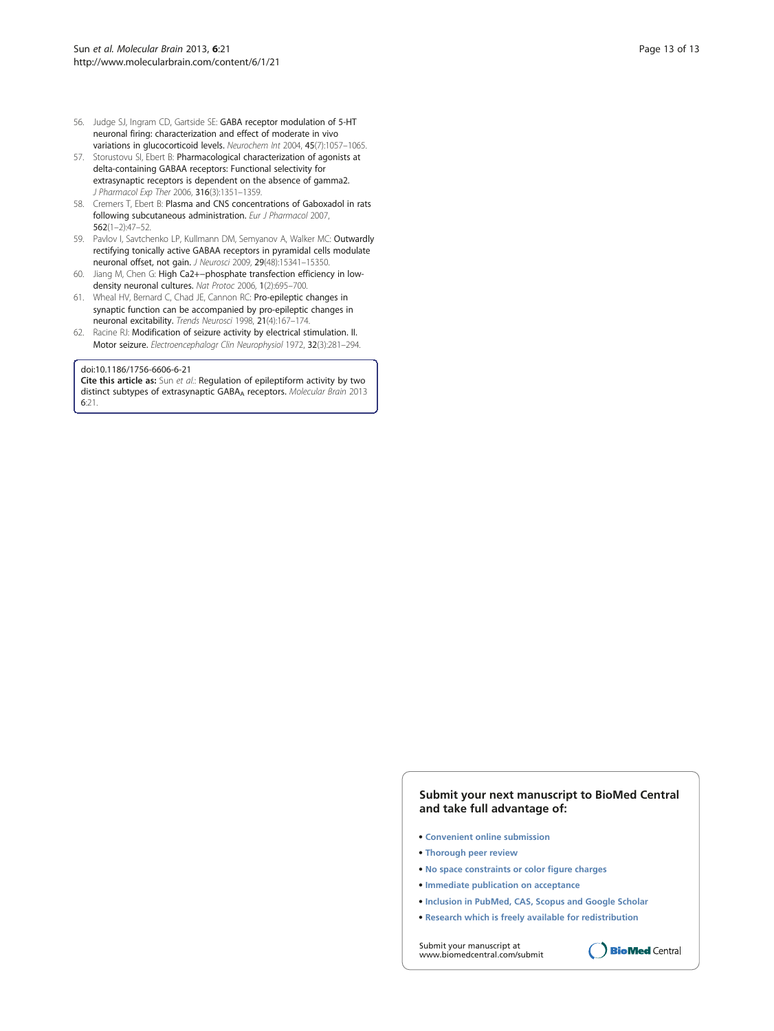56. Judge SJ, Ingram CD, Gartside SE: GABA receptor modulation of 5-HT neuronal firing: characterization and effect of moderate in vivo variations in glucocorticoid levels. *Neurochem Int* 2004, **45**(7):1057–1065.
57. Storustovu SI, Ebert B: Pharmacological characterization of agonists at delta-containing GABAA receptors: Functional selectivity for extrasynaptic receptors is dependent on the absence of gamma2. *J Pharmacol Exp Ther* 2006, **316**(3):1351–1359.
58. Cremers T, Ebert B: Plasma and CNS concentrations of Gaboxadol in rats following subcutaneous administration. *Eur J Pharmacol* 2007, **562**(1–2):47–52.
59. Pavlov I, Savtchenko LP, Kullmann DM, Semyanov A, Walker MC: Outwardly rectifying tonically active GABAA receptors in pyramidal cells modulate neuronal offset, not gain. *J Neurosci* 2009, **29**(48):15341–15350.
60. Jiang M, Chen G: High Ca2+−phosphate transfection efficiency in low-density neuronal cultures. *Nat Protoc* 2006, **1**(2):695–700.
61. Wheal HV, Bernard C, Chad JE, Cannon RC: Pro-epileptic changes in synaptic function can be accompanied by pro-epileptic changes in neuronal excitability. *Trends Neurosci* 1998, **21**(4):167–174.
62. Racine RJ: Modification of seizure activity by electrical stimulation. II. Motor seizure. *Electroencephalogr Clin Neurophysiol* 1972, **32**(3):281–294.

doi:10.1186/1756-6606-6-21
**Cite this article as:** Sun *et al.*: Regulation of epileptiform activity by two distinct subtypes of extrasynaptic $GABA_A$ receptors. *Molecular Brain* 2013 **6**:21.

**Submit your next manuscript to BioMed Central and take full advantage of:**

- **Convenient online submission**
- **Thorough peer review**
- **No space constraints or color figure charges**
- **Immediate publication on acceptance**
- **Inclusion in PubMed, CAS, Scopus and Google Scholar**
- **Research which is freely available for redistribution**

Submit your manuscript at
www.biomedcentral.com/submit

BioMed Central